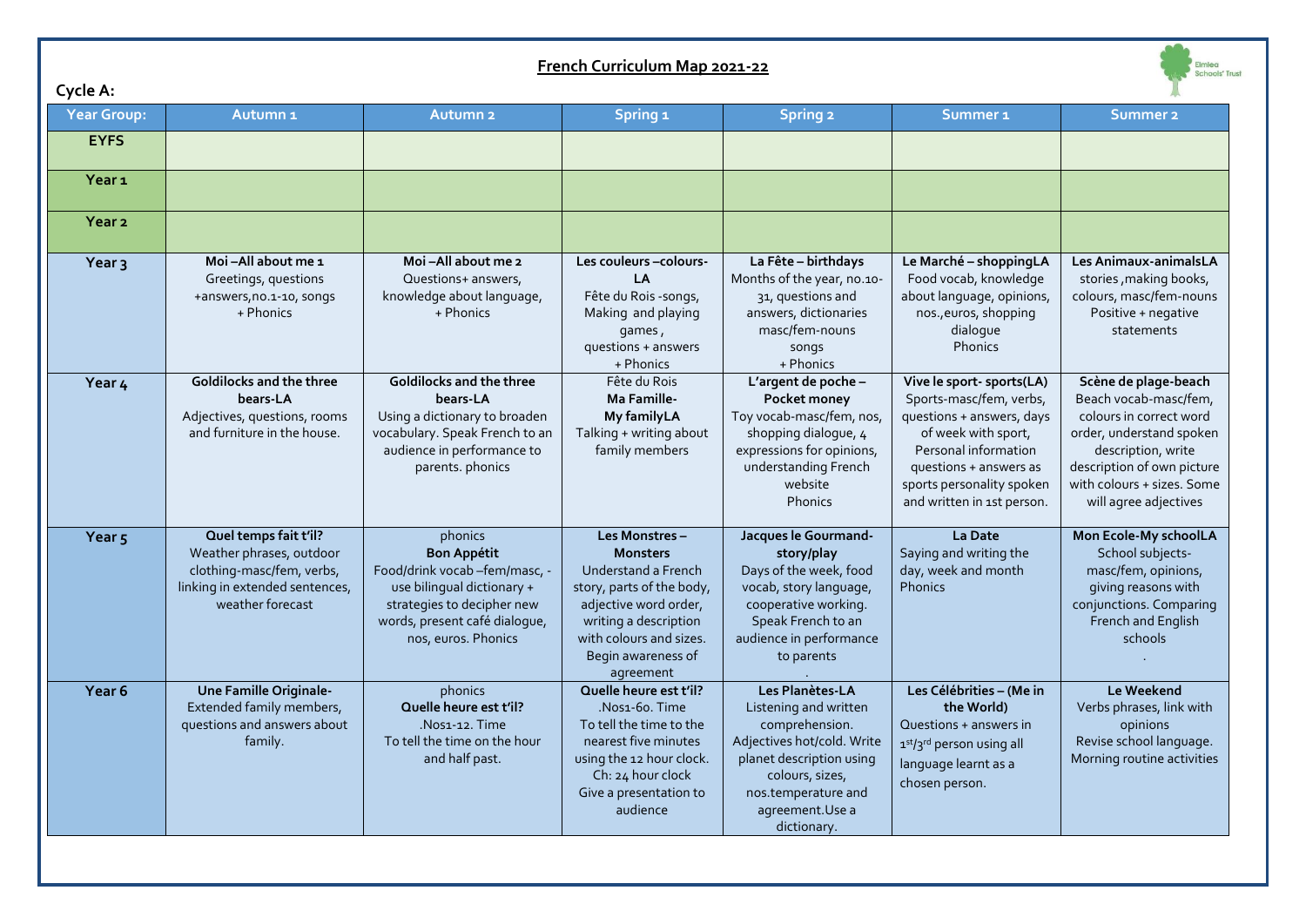# French Curriculum Map 2021-22

**Cycle A:**

| Year Group: | Autumn 1 | Autumn 2 | Spring 1 | Spring 2 | Summer 1 | Summer 2 |
|---|---|---|---|---|---|---|
| **EYFS** | | | | | | |
| **Year 1** | | | | | | |
| **Year 2** | | | | | | |
| **Year 3** | **Moi –All about me 1** Greetings, questions +answers,no.1-10, songs + Phonics | **Moi –All about me 2** Questions+ answers, knowledge about language, + Phonics | **Les couleurs –colours-LA** Fête du Rois -songs, Making and playing games , questions + answers + Phonics | **La Fête – birthdays** Months of the year, no.10-31, questions and answers, dictionaries masc/fem-nouns songs + Phonics | **Le Marché – shoppingLA** Food vocab, knowledge about language, opinions, nos.,euros, shopping dialogue Phonics | **Les Animaux-animalsLA** stories ,making books, colours, masc/fem-nouns Positive + negative statements |
| **Year 4** | **Goldilocks and the three bears-LA** Adjectives, questions, rooms and furniture in the house. | **Goldilocks and the three bears-LA** Using a dictionary to broaden vocabulary. Speak French to an audience in performance to parents. phonics | Fête du Rois **Ma Famille- My familyLA** Talking + writing about family members | **L'argent de poche – Pocket money** Toy vocab-masc/fem, nos, shopping dialogue, 4 expressions for opinions, understanding French website Phonics | **Vive le sport- sports(LA)** Sports-masc/fem, verbs, questions + answers, days of week with sport, Personal information questions + answers as sports personality spoken and written in 1st person. | **Scène de plage-beach** Beach vocab-masc/fem, colours in correct word order, understand spoken description, write description of own picture with colours + sizes. Some will agree adjectives |
| **Year 5** | **Quel temps fait t'il?** Weather phrases, outdoor clothing-masc/fem, verbs, linking in extended sentences, weather forecast | phonics **Bon Appétit** Food/drink vocab –fem/masc, -use bilingual dictionary + strategies to decipher new words, present café dialogue, nos, euros. Phonics | **Les Monstres – Monsters** Understand a French story, parts of the body, adjective word order, writing a description with colours and sizes. Begin awareness of agreement | **Jacques le Gourmand-story/play** Days of the week, food vocab, story language, cooperative working. Speak French to an audience in performance to parents . | **La Date** Saying and writing the day, week and month Phonics | **Mon Ecole-My schoolLA** School subjects-masc/fem, opinions, giving reasons with conjunctions. Comparing French and English schools . |
| **Year 6** | **Une Famille Originale-** Extended family members, questions and answers about family. | phonics **Quelle heure est t'il?** .Nos1-12. Time To tell the time on the hour and half past. | **Quelle heure est t'il?** .Nos1-60. Time To tell the time to the nearest five minutes using the 12 hour clock. Ch: 24 hour clock Give a presentation to audience | **Les Planètes-LA** Listening and written comprehension. Adjectives hot/cold. Write planet description using colours, sizes, nos.temperature and agreement.Use a dictionary. | **Les Célébrities – (Me in the World)** Questions + answers in 1st/3rd person using all language learnt as a chosen person. | **Le Weekend** Verbs phrases, link with opinions Revise school language. Morning routine activities |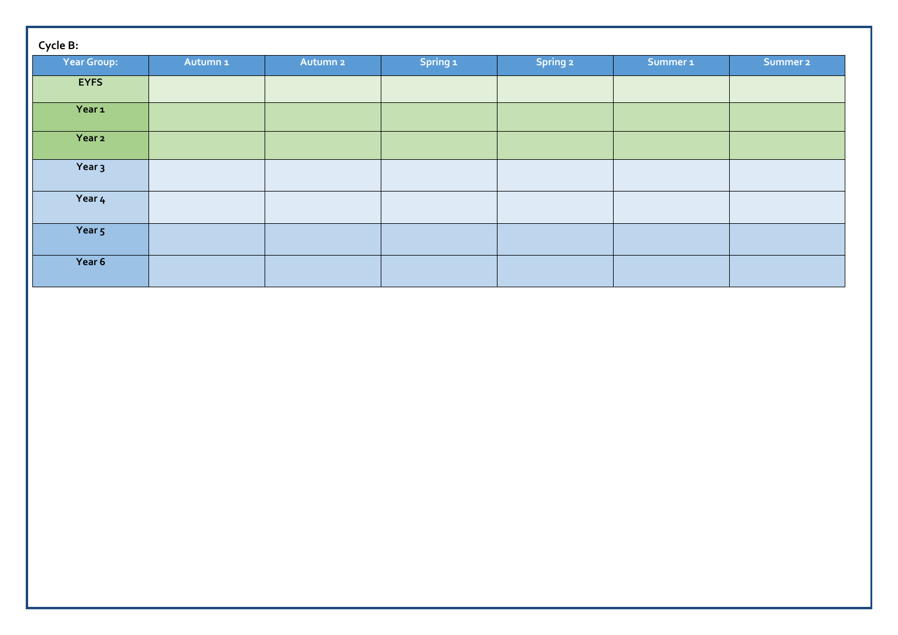**Cycle B:**

| Year Group: | Autumn 1 | Autumn 2 | Spring 1 | Spring 2 | Summer 1 | Summer 2 |
|---|---|---|---|---|---|---|
| **EYFS** | | | | | | |
| **Year 1** | | | | | | |
| **Year 2** | | | | | | |
| **Year 3** | | | | | | |
| **Year 4** | | | | | | |
| **Year 5** | | | | | | |
| **Year 6** | | | | | | |